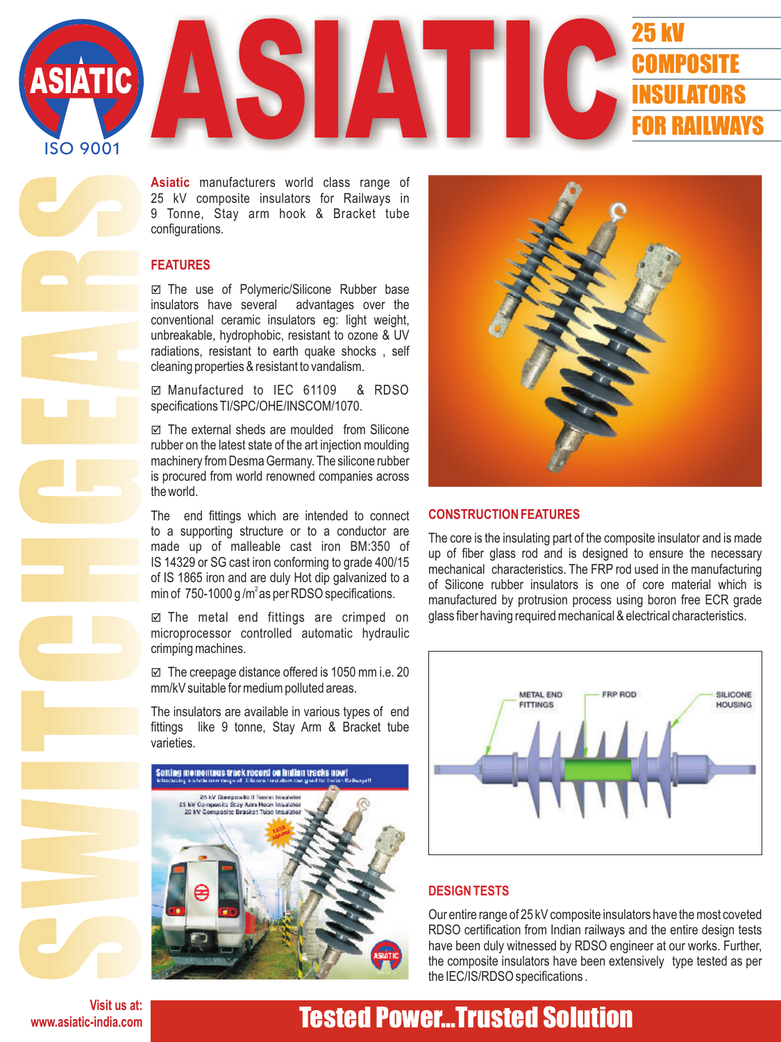# ASIATIC

## 25 kV COMPOSITE INSULATORS FOR RAILWAYS

**Asiatic** manufacturers world class range of 25 kV composite insulators for Railways in 9 Tonne, Stay arm hook & Bracket tube configurations.

### FEATURES

☑ The use of Polymeric/Silicone Rubber base insulators have several advantages over the conventional ceramic insulators eg: light weight, unbreakable, hydrophobic, resistant to ozone & UV radiations, resistant to earth quake shocks , self cleaning properties & resistant to vandalism.

☑ Manufactured to IEC 61109 & RDSO specifications TI/SPC/OHE/INSCOM/1070.

☑ The external sheds are moulded from Silicone rubber on the latest state of the art injection moulding machinery from Desma Germany. The silicone rubber is procured from world renowned companies across the world.

The end fittings which are intended to connect to a supporting structure or to a conductor are made up of malleable cast iron BM:350 of IS 14329 or SG cast iron conforming to grade 400/15 of IS 1865 iron and are duly Hot dip galvanized to a min of 750-1000 g /m$^2$ as per RDSO specifications.

☑ The metal end fittings are crimped on microprocessor controlled automatic hydraulic crimping machines.

☑ The creepage distance offered is 1050 mm i.e. 20 mm/kV suitable for medium polluted areas.

The insulators are available in various types of end fittings like 9 tonne, Stay Arm & Bracket tube varieties.

### CONSTRUCTION FEATURES

The core is the insulating part of the composite insulator and is made up of fiber glass rod and is designed to ensure the necessary mechanical characteristics. The FRP rod used in the manufacturing of Silicone rubber insulators is one of core material which is manufactured by protrusion process using boron free ECR grade glass fiber having required mechanical & electrical characteristics.

### DESIGN TESTS

Our entire range of 25 kV composite insulators have the most coveted RDSO certification from Indian railways and the entire design tests have been duly witnessed by RDSO engineer at our works. Further, the composite insulators have been extensively type tested as per the IEC/IS/RDSO specifications .

Visit us at: www.asiatic-india.com

**Tested Power...Trusted Solution**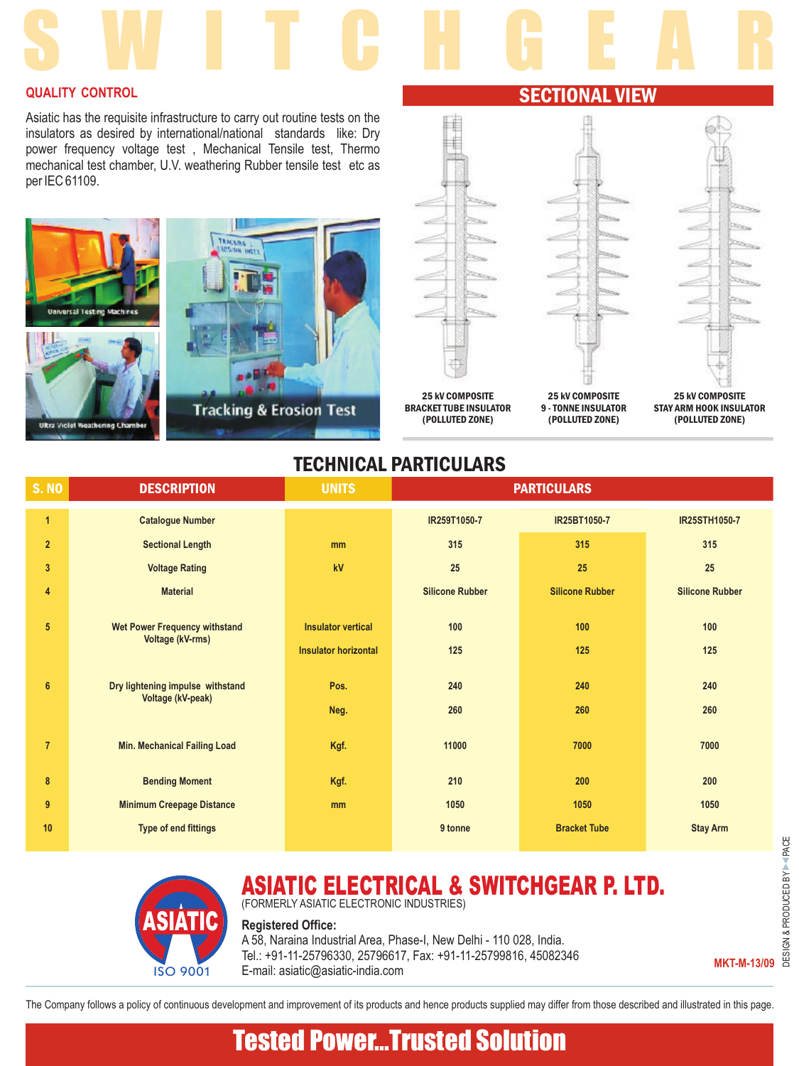# SWITCHGEAR

## QUALITY CONTROL

Asiatic has the requisite infrastructure to carry out routine tests on the insulators as desired by international/national standards like: Dry power frequency voltage test , Mechanical Tensile test, Thermo mechanical test chamber, U.V. weathering Rubber tensile test etc as per IEC 61109.

Universal Testing Machines

Ultra Violet Weathering Chamber

Tracking & Erosion Test

## SECTIONAL VIEW

25 kV COMPOSITE BRACKET TUBE INSULATOR (POLLUTED ZONE)

25 kV COMPOSITE 9 - TONNE INSULATOR (POLLUTED ZONE)

25 kV COMPOSITE STAY ARM HOOK INSULATOR (POLLUTED ZONE)

## TECHNICAL PARTICULARS

| S. NO | DESCRIPTION | UNITS | PARTICULARS | | |
|---|---|---|---|---|---|
| 1 | Catalogue Number | | IR259T1050-7 | IR25BT1050-7 | IR25STH1050-7 |
| 2 | Sectional Length | mm | 315 | 315 | 315 |
| 3 | Voltage Rating | kV | 25 | 25 | 25 |
| 4 | Material | | Silicone Rubber | Silicone Rubber | Silicone Rubber |
| 5 | Wet Power Frequency withstand Voltage (kV-rms) | Insulator vertical | 100 | 100 | 100 |
| | | Insulator horizontal | 125 | 125 | 125 |
| 6 | Dry lightening impulse withstand Voltage (kV-peak) | Pos. | 240 | 240 | 240 |
| | | Neg. | 260 | 260 | 260 |
| 7 | Min. Mechanical Failing Load | Kgf. | 11000 | 7000 | 7000 |
| 8 | Bending Moment | Kgf. | 210 | 200 | 200 |
| 9 | Minimum Creepage Distance | mm | 1050 | 1050 | 1050 |
| 10 | Type of end fittings | | 9 tonne | Bracket Tube | Stay Arm |

ASIATIC
ISO 9001

**ASIATIC ELECTRICAL & SWITCHGEAR P. LTD.**
(FORMERLY ASIATIC ELECTRONIC INDUSTRIES)

**Registered Office:**
A 58, Naraina Industrial Area, Phase-I, New Delhi - 110 028, India.
Tel.: +91-11-25796330, 25796617, Fax: +91-11-25799816, 45082346
E-mail: asiatic@asiatic-india.com

MKT-M-13/09

DESIGN & PRODUCED BY PACE

The Company follows a policy of continuous development and improvement of its products and hence products supplied may differ from those described and illustrated in this page.

**Tested Power...Trusted Solution**